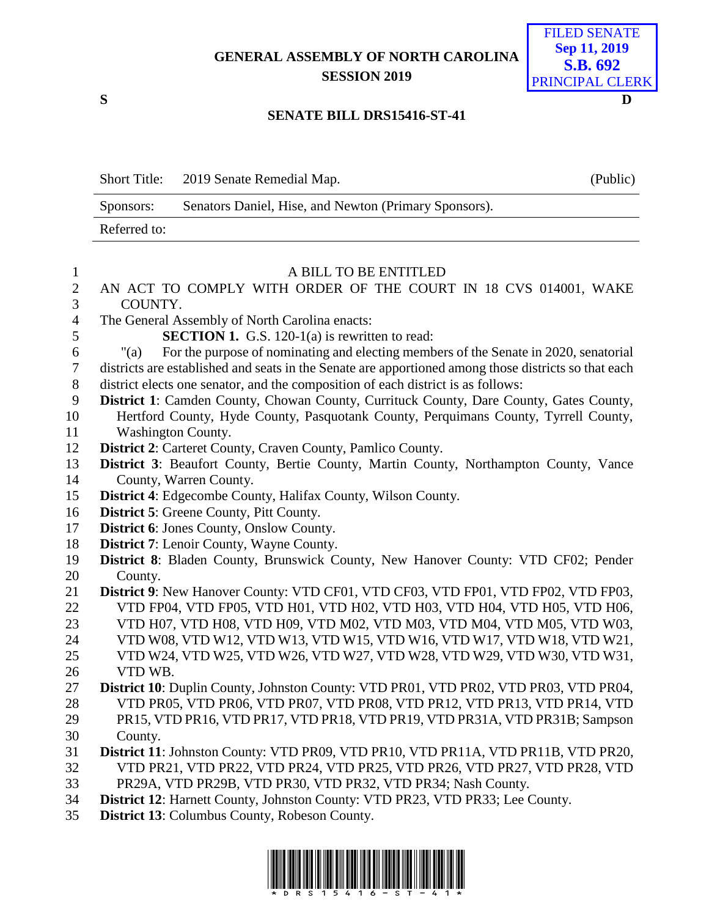GENERAL ASSEMBLY OF NORTH CAROLINA
SESSION 2019

FILED SENATE
Sep 11, 2019
S.B. 692
PRINCIPAL CLERK

S D

**SENATE BILL DRS15416-ST-41**

| Short Title: | 2019 Senate Remedial Map. | (Public) |
|---|---|---|
| Sponsors: | Senators Daniel, Hise, and Newton (Primary Sponsors). | |
| Referred to: | | |

A BILL TO BE ENTITLED

AN ACT TO COMPLY WITH ORDER OF THE COURT IN 18 CVS 014001, WAKE COUNTY.

The General Assembly of North Carolina enacts:

**SECTION 1.** G.S. 120-1(a) is rewritten to read:

"(a) For the purpose of nominating and electing members of the Senate in 2020, senatorial districts are established and seats in the Senate are apportioned among those districts so that each district elects one senator, and the composition of each district is as follows:

**District 1**: Camden County, Chowan County, Currituck County, Dare County, Gates County, Hertford County, Hyde County, Pasquotank County, Perquimans County, Tyrrell County, Washington County.

**District 2**: Carteret County, Craven County, Pamlico County.

**District 3**: Beaufort County, Bertie County, Martin County, Northampton County, Vance County, Warren County.

**District 4**: Edgecombe County, Halifax County, Wilson County.

**District 5**: Greene County, Pitt County.

**District 6**: Jones County, Onslow County.

**District 7**: Lenoir County, Wayne County.

**District 8**: Bladen County, Brunswick County, New Hanover County: VTD CF02; Pender County.

**District 9**: New Hanover County: VTD CF01, VTD CF03, VTD FP01, VTD FP02, VTD FP03, VTD FP04, VTD FP05, VTD H01, VTD H02, VTD H03, VTD H04, VTD H05, VTD H06, VTD H07, VTD H08, VTD H09, VTD M02, VTD M03, VTD M04, VTD M05, VTD W03, VTD W08, VTD W12, VTD W13, VTD W15, VTD W16, VTD W17, VTD W18, VTD W21, VTD W24, VTD W25, VTD W26, VTD W27, VTD W28, VTD W29, VTD W30, VTD W31, VTD WB.

**District 10**: Duplin County, Johnston County: VTD PR01, VTD PR02, VTD PR03, VTD PR04, VTD PR05, VTD PR06, VTD PR07, VTD PR08, VTD PR12, VTD PR13, VTD PR14, VTD PR15, VTD PR16, VTD PR17, VTD PR18, VTD PR19, VTD PR31A, VTD PR31B; Sampson County.

**District 11**: Johnston County: VTD PR09, VTD PR10, VTD PR11A, VTD PR11B, VTD PR20, VTD PR21, VTD PR22, VTD PR24, VTD PR25, VTD PR26, VTD PR27, VTD PR28, VTD PR29A, VTD PR29B, VTD PR30, VTD PR32, VTD PR34; Nash County.

**District 12**: Harnett County, Johnston County: VTD PR23, VTD PR33; Lee County.

**District 13**: Columbus County, Robeson County.

\*DRS15416-ST-41\*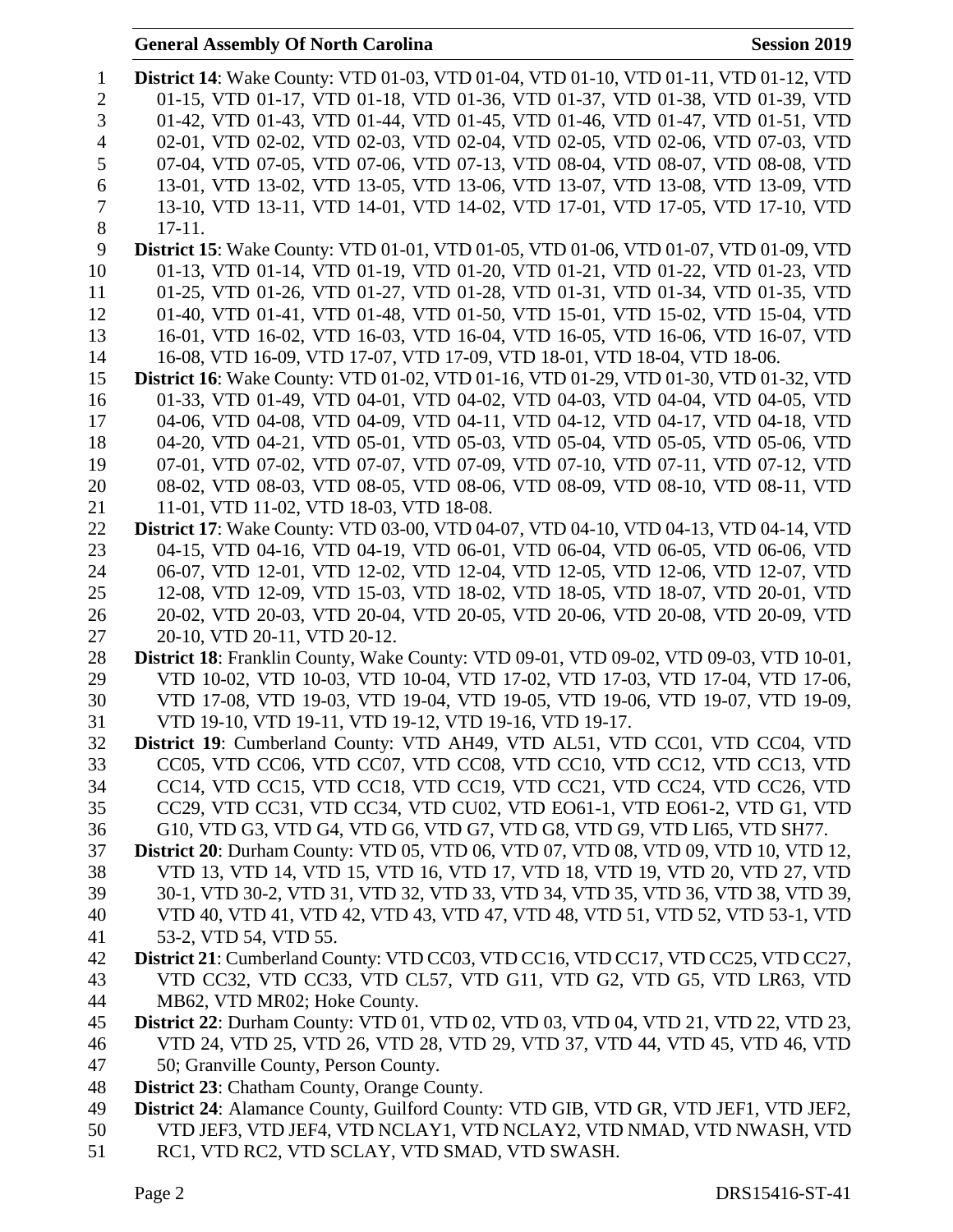**District 14**: Wake County: VTD 01-03, VTD 01-04, VTD 01-10, VTD 01-11, VTD 01-12, VTD 01-15, VTD 01-17, VTD 01-18, VTD 01-36, VTD 01-37, VTD 01-38, VTD 01-39, VTD 01-42, VTD 01-43, VTD 01-44, VTD 01-45, VTD 01-46, VTD 01-47, VTD 01-51, VTD 02-01, VTD 02-02, VTD 02-03, VTD 02-04, VTD 02-05, VTD 02-06, VTD 07-03, VTD 07-04, VTD 07-05, VTD 07-06, VTD 07-13, VTD 08-04, VTD 08-07, VTD 08-08, VTD 13-01, VTD 13-02, VTD 13-05, VTD 13-06, VTD 13-07, VTD 13-08, VTD 13-09, VTD 13-10, VTD 13-11, VTD 14-01, VTD 14-02, VTD 17-01, VTD 17-05, VTD 17-10, VTD 17-11.

**District 15**: Wake County: VTD 01-01, VTD 01-05, VTD 01-06, VTD 01-07, VTD 01-09, VTD 01-13, VTD 01-14, VTD 01-19, VTD 01-20, VTD 01-21, VTD 01-22, VTD 01-23, VTD 01-25, VTD 01-26, VTD 01-27, VTD 01-28, VTD 01-31, VTD 01-34, VTD 01-35, VTD 01-40, VTD 01-41, VTD 01-48, VTD 01-50, VTD 15-01, VTD 15-02, VTD 15-04, VTD 16-01, VTD 16-02, VTD 16-03, VTD 16-04, VTD 16-05, VTD 16-06, VTD 16-07, VTD 16-08, VTD 16-09, VTD 17-07, VTD 17-09, VTD 18-01, VTD 18-04, VTD 18-06.

**District 16**: Wake County: VTD 01-02, VTD 01-16, VTD 01-29, VTD 01-30, VTD 01-32, VTD 01-33, VTD 01-49, VTD 04-01, VTD 04-02, VTD 04-03, VTD 04-04, VTD 04-05, VTD 04-06, VTD 04-08, VTD 04-09, VTD 04-11, VTD 04-12, VTD 04-17, VTD 04-18, VTD 04-20, VTD 04-21, VTD 05-01, VTD 05-03, VTD 05-04, VTD 05-05, VTD 05-06, VTD 07-01, VTD 07-02, VTD 07-07, VTD 07-09, VTD 07-10, VTD 07-11, VTD 07-12, VTD 08-02, VTD 08-03, VTD 08-05, VTD 08-06, VTD 08-09, VTD 08-10, VTD 08-11, VTD 11-01, VTD 11-02, VTD 18-03, VTD 18-08.

**District 17**: Wake County: VTD 03-00, VTD 04-07, VTD 04-10, VTD 04-13, VTD 04-14, VTD 04-15, VTD 04-16, VTD 04-19, VTD 06-01, VTD 06-04, VTD 06-05, VTD 06-06, VTD 06-07, VTD 12-01, VTD 12-02, VTD 12-04, VTD 12-05, VTD 12-06, VTD 12-07, VTD 12-08, VTD 12-09, VTD 15-03, VTD 18-02, VTD 18-05, VTD 18-07, VTD 20-01, VTD 20-02, VTD 20-03, VTD 20-04, VTD 20-05, VTD 20-06, VTD 20-08, VTD 20-09, VTD 20-10, VTD 20-11, VTD 20-12.

**District 18**: Franklin County, Wake County: VTD 09-01, VTD 09-02, VTD 09-03, VTD 10-01, VTD 10-02, VTD 10-03, VTD 10-04, VTD 17-02, VTD 17-03, VTD 17-04, VTD 17-06, VTD 17-08, VTD 19-03, VTD 19-04, VTD 19-05, VTD 19-06, VTD 19-07, VTD 19-09, VTD 19-10, VTD 19-11, VTD 19-12, VTD 19-16, VTD 19-17.

**District 19**: Cumberland County: VTD AH49, VTD AL51, VTD CC01, VTD CC04, VTD CC05, VTD CC06, VTD CC07, VTD CC08, VTD CC10, VTD CC12, VTD CC13, VTD CC14, VTD CC15, VTD CC18, VTD CC19, VTD CC21, VTD CC24, VTD CC26, VTD CC29, VTD CC31, VTD CC34, VTD CU02, VTD EO61-1, VTD EO61-2, VTD G1, VTD G10, VTD G3, VTD G4, VTD G6, VTD G7, VTD G8, VTD G9, VTD LI65, VTD SH77.

**District 20**: Durham County: VTD 05, VTD 06, VTD 07, VTD 08, VTD 09, VTD 10, VTD 12, VTD 13, VTD 14, VTD 15, VTD 16, VTD 17, VTD 18, VTD 19, VTD 20, VTD 27, VTD 30-1, VTD 30-2, VTD 31, VTD 32, VTD 33, VTD 34, VTD 35, VTD 36, VTD 38, VTD 39, VTD 40, VTD 41, VTD 42, VTD 43, VTD 47, VTD 48, VTD 51, VTD 52, VTD 53-1, VTD 53-2, VTD 54, VTD 55.

**District 21**: Cumberland County: VTD CC03, VTD CC16, VTD CC17, VTD CC25, VTD CC27, VTD CC32, VTD CC33, VTD CL57, VTD G11, VTD G2, VTD G5, VTD LR63, VTD MB62, VTD MR02; Hoke County.

**District 22**: Durham County: VTD 01, VTD 02, VTD 03, VTD 04, VTD 21, VTD 22, VTD 23, VTD 24, VTD 25, VTD 26, VTD 28, VTD 29, VTD 37, VTD 44, VTD 45, VTD 46, VTD 50; Granville County, Person County.

**District 23**: Chatham County, Orange County.

**District 24**: Alamance County, Guilford County: VTD GIB, VTD GR, VTD JEF1, VTD JEF2, VTD JEF3, VTD JEF4, VTD NCLAY1, VTD NCLAY2, VTD NMAD, VTD NWASH, VTD RC1, VTD RC2, VTD SCLAY, VTD SMAD, VTD SWASH.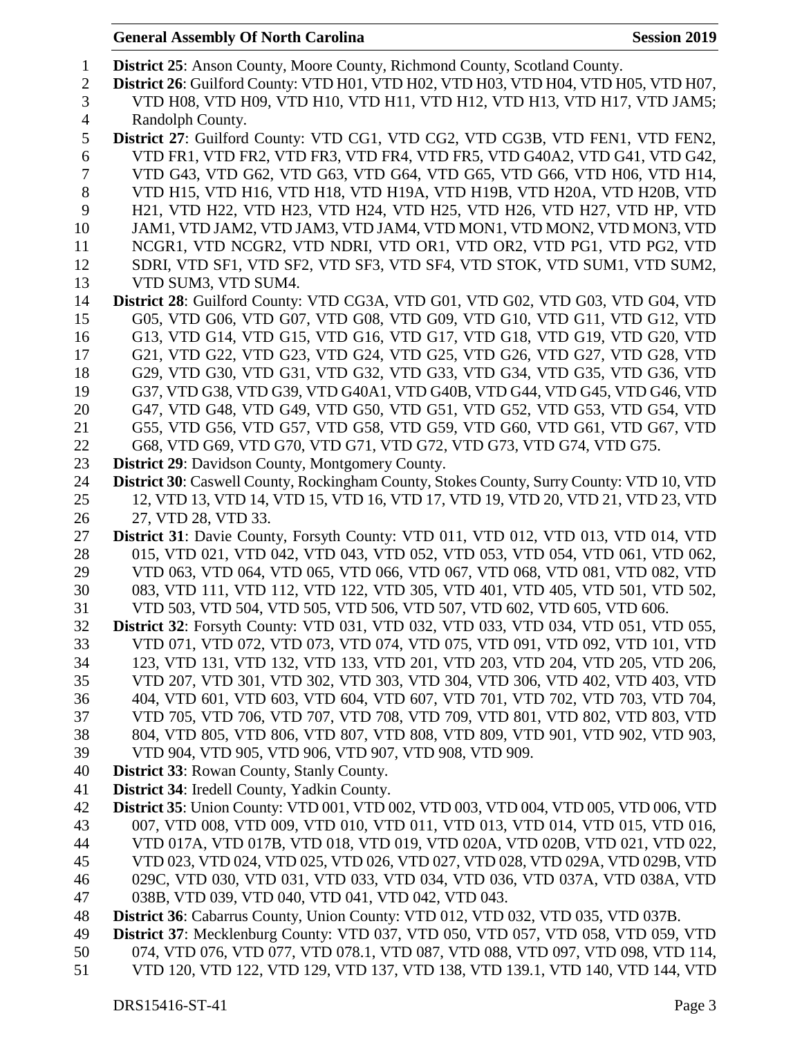**District 25**: Anson County, Moore County, Richmond County, Scotland County.

**District 26**: Guilford County: VTD H01, VTD H02, VTD H03, VTD H04, VTD H05, VTD H07, VTD H08, VTD H09, VTD H10, VTD H11, VTD H12, VTD H13, VTD H17, VTD JAM5; Randolph County.

**District 27**: Guilford County: VTD CG1, VTD CG2, VTD CG3B, VTD FEN1, VTD FEN2, VTD FR1, VTD FR2, VTD FR3, VTD FR4, VTD FR5, VTD G40A2, VTD G41, VTD G42, VTD G43, VTD G62, VTD G63, VTD G64, VTD G65, VTD G66, VTD H06, VTD H14, VTD H15, VTD H16, VTD H18, VTD H19A, VTD H19B, VTD H20A, VTD H20B, VTD H21, VTD H22, VTD H23, VTD H24, VTD H25, VTD H26, VTD H27, VTD HP, VTD JAM1, VTD JAM2, VTD JAM3, VTD JAM4, VTD MON1, VTD MON2, VTD MON3, VTD NCGR1, VTD NCGR2, VTD NDRI, VTD OR1, VTD OR2, VTD PG1, VTD PG2, VTD SDRI, VTD SF1, VTD SF2, VTD SF3, VTD SF4, VTD STOK, VTD SUM1, VTD SUM2, VTD SUM3, VTD SUM4.

**District 28**: Guilford County: VTD CG3A, VTD G01, VTD G02, VTD G03, VTD G04, VTD G05, VTD G06, VTD G07, VTD G08, VTD G09, VTD G10, VTD G11, VTD G12, VTD G13, VTD G14, VTD G15, VTD G16, VTD G17, VTD G18, VTD G19, VTD G20, VTD G21, VTD G22, VTD G23, VTD G24, VTD G25, VTD G26, VTD G27, VTD G28, VTD G29, VTD G30, VTD G31, VTD G32, VTD G33, VTD G34, VTD G35, VTD G36, VTD G37, VTD G38, VTD G39, VTD G40A1, VTD G40B, VTD G44, VTD G45, VTD G46, VTD G47, VTD G48, VTD G49, VTD G50, VTD G51, VTD G52, VTD G53, VTD G54, VTD G55, VTD G56, VTD G57, VTD G58, VTD G59, VTD G60, VTD G61, VTD G67, VTD G68, VTD G69, VTD G70, VTD G71, VTD G72, VTD G73, VTD G74, VTD G75.

**District 29**: Davidson County, Montgomery County.

**District 30**: Caswell County, Rockingham County, Stokes County, Surry County: VTD 10, VTD 12, VTD 13, VTD 14, VTD 15, VTD 16, VTD 17, VTD 19, VTD 20, VTD 21, VTD 23, VTD 27, VTD 28, VTD 33.

**District 31**: Davie County, Forsyth County: VTD 011, VTD 012, VTD 013, VTD 014, VTD 015, VTD 021, VTD 042, VTD 043, VTD 052, VTD 053, VTD 054, VTD 061, VTD 062, VTD 063, VTD 064, VTD 065, VTD 066, VTD 067, VTD 068, VTD 081, VTD 082, VTD 083, VTD 111, VTD 112, VTD 122, VTD 305, VTD 401, VTD 405, VTD 501, VTD 502, VTD 503, VTD 504, VTD 505, VTD 506, VTD 507, VTD 602, VTD 605, VTD 606.

**District 32**: Forsyth County: VTD 031, VTD 032, VTD 033, VTD 034, VTD 051, VTD 055, VTD 071, VTD 072, VTD 073, VTD 074, VTD 075, VTD 091, VTD 092, VTD 101, VTD 123, VTD 131, VTD 132, VTD 133, VTD 201, VTD 203, VTD 204, VTD 205, VTD 206, VTD 207, VTD 301, VTD 302, VTD 303, VTD 304, VTD 306, VTD 402, VTD 403, VTD 404, VTD 601, VTD 603, VTD 604, VTD 607, VTD 701, VTD 702, VTD 703, VTD 704, VTD 705, VTD 706, VTD 707, VTD 708, VTD 709, VTD 801, VTD 802, VTD 803, VTD 804, VTD 805, VTD 806, VTD 807, VTD 808, VTD 809, VTD 901, VTD 902, VTD 903, VTD 904, VTD 905, VTD 906, VTD 907, VTD 908, VTD 909.

**District 33**: Rowan County, Stanly County.

**District 34**: Iredell County, Yadkin County.

**District 35**: Union County: VTD 001, VTD 002, VTD 003, VTD 004, VTD 005, VTD 006, VTD 007, VTD 008, VTD 009, VTD 010, VTD 011, VTD 013, VTD 014, VTD 015, VTD 016, VTD 017A, VTD 017B, VTD 018, VTD 019, VTD 020A, VTD 020B, VTD 021, VTD 022, VTD 023, VTD 024, VTD 025, VTD 026, VTD 027, VTD 028, VTD 029A, VTD 029B, VTD 029C, VTD 030, VTD 031, VTD 033, VTD 034, VTD 036, VTD 037A, VTD 038A, VTD 038B, VTD 039, VTD 040, VTD 041, VTD 042, VTD 043.

**District 36**: Cabarrus County, Union County: VTD 012, VTD 032, VTD 035, VTD 037B.

**District 37**: Mecklenburg County: VTD 037, VTD 050, VTD 057, VTD 058, VTD 059, VTD 074, VTD 076, VTD 077, VTD 078.1, VTD 087, VTD 088, VTD 097, VTD 098, VTD 114, VTD 120, VTD 122, VTD 129, VTD 137, VTD 138, VTD 139.1, VTD 140, VTD 144, VTD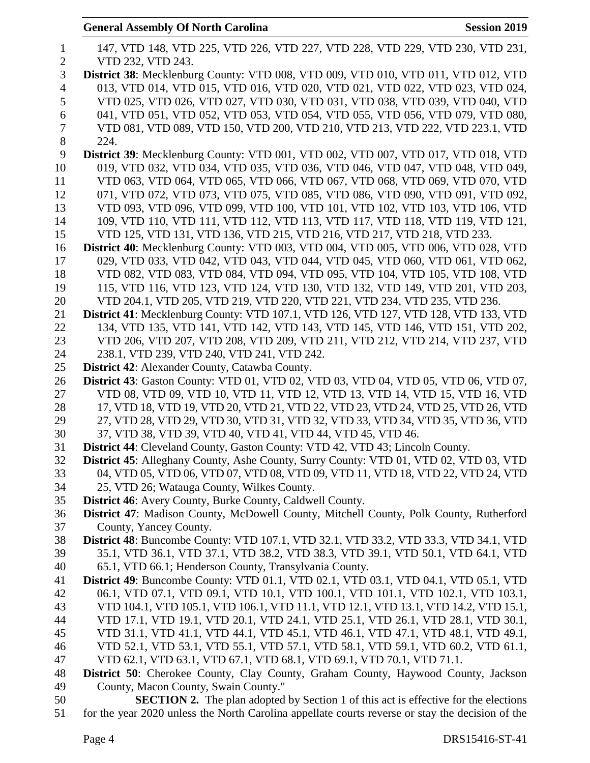147, VTD 148, VTD 225, VTD 226, VTD 227, VTD 228, VTD 229, VTD 230, VTD 231, VTD 232, VTD 243.

**District 38**: Mecklenburg County: VTD 008, VTD 009, VTD 010, VTD 011, VTD 012, VTD 013, VTD 014, VTD 015, VTD 016, VTD 020, VTD 021, VTD 022, VTD 023, VTD 024, VTD 025, VTD 026, VTD 027, VTD 030, VTD 031, VTD 038, VTD 039, VTD 040, VTD 041, VTD 051, VTD 052, VTD 053, VTD 054, VTD 055, VTD 056, VTD 079, VTD 080, VTD 081, VTD 089, VTD 150, VTD 200, VTD 210, VTD 213, VTD 222, VTD 223.1, VTD 224.

**District 39**: Mecklenburg County: VTD 001, VTD 002, VTD 007, VTD 017, VTD 018, VTD 019, VTD 032, VTD 034, VTD 035, VTD 036, VTD 046, VTD 047, VTD 048, VTD 049, VTD 063, VTD 064, VTD 065, VTD 066, VTD 067, VTD 068, VTD 069, VTD 070, VTD 071, VTD 072, VTD 073, VTD 075, VTD 085, VTD 086, VTD 090, VTD 091, VTD 092, VTD 093, VTD 096, VTD 099, VTD 100, VTD 101, VTD 102, VTD 103, VTD 106, VTD 109, VTD 110, VTD 111, VTD 112, VTD 113, VTD 117, VTD 118, VTD 119, VTD 121, VTD 125, VTD 131, VTD 136, VTD 215, VTD 216, VTD 217, VTD 218, VTD 233.

**District 40**: Mecklenburg County: VTD 003, VTD 004, VTD 005, VTD 006, VTD 028, VTD 029, VTD 033, VTD 042, VTD 043, VTD 044, VTD 045, VTD 060, VTD 061, VTD 062, VTD 082, VTD 083, VTD 084, VTD 094, VTD 095, VTD 104, VTD 105, VTD 108, VTD 115, VTD 116, VTD 123, VTD 124, VTD 130, VTD 132, VTD 149, VTD 201, VTD 203, VTD 204.1, VTD 205, VTD 219, VTD 220, VTD 221, VTD 234, VTD 235, VTD 236.

**District 41**: Mecklenburg County: VTD 107.1, VTD 126, VTD 127, VTD 128, VTD 133, VTD 134, VTD 135, VTD 141, VTD 142, VTD 143, VTD 145, VTD 146, VTD 151, VTD 202, VTD 206, VTD 207, VTD 208, VTD 209, VTD 211, VTD 212, VTD 214, VTD 237, VTD 238.1, VTD 239, VTD 240, VTD 241, VTD 242.

**District 42**: Alexander County, Catawba County.

**District 43**: Gaston County: VTD 01, VTD 02, VTD 03, VTD 04, VTD 05, VTD 06, VTD 07, VTD 08, VTD 09, VTD 10, VTD 11, VTD 12, VTD 13, VTD 14, VTD 15, VTD 16, VTD 17, VTD 18, VTD 19, VTD 20, VTD 21, VTD 22, VTD 23, VTD 24, VTD 25, VTD 26, VTD 27, VTD 28, VTD 29, VTD 30, VTD 31, VTD 32, VTD 33, VTD 34, VTD 35, VTD 36, VTD 37, VTD 38, VTD 39, VTD 40, VTD 41, VTD 44, VTD 45, VTD 46.

**District 44**: Cleveland County, Gaston County: VTD 42, VTD 43; Lincoln County.

**District 45**: Alleghany County, Ashe County, Surry County: VTD 01, VTD 02, VTD 03, VTD 04, VTD 05, VTD 06, VTD 07, VTD 08, VTD 09, VTD 11, VTD 18, VTD 22, VTD 24, VTD 25, VTD 26; Watauga County, Wilkes County.

**District 46**: Avery County, Burke County, Caldwell County.

**District 47**: Madison County, McDowell County, Mitchell County, Polk County, Rutherford County, Yancey County.

**District 48**: Buncombe County: VTD 107.1, VTD 32.1, VTD 33.2, VTD 33.3, VTD 34.1, VTD 35.1, VTD 36.1, VTD 37.1, VTD 38.2, VTD 38.3, VTD 39.1, VTD 50.1, VTD 64.1, VTD 65.1, VTD 66.1; Henderson County, Transylvania County.

**District 49**: Buncombe County: VTD 01.1, VTD 02.1, VTD 03.1, VTD 04.1, VTD 05.1, VTD 06.1, VTD 07.1, VTD 09.1, VTD 10.1, VTD 100.1, VTD 101.1, VTD 102.1, VTD 103.1, VTD 104.1, VTD 105.1, VTD 106.1, VTD 11.1, VTD 12.1, VTD 13.1, VTD 14.2, VTD 15.1, VTD 17.1, VTD 19.1, VTD 20.1, VTD 24.1, VTD 25.1, VTD 26.1, VTD 28.1, VTD 30.1, VTD 31.1, VTD 41.1, VTD 44.1, VTD 45.1, VTD 46.1, VTD 47.1, VTD 48.1, VTD 49.1, VTD 52.1, VTD 53.1, VTD 55.1, VTD 57.1, VTD 58.1, VTD 59.1, VTD 60.2, VTD 61.1, VTD 62.1, VTD 63.1, VTD 67.1, VTD 68.1, VTD 69.1, VTD 70.1, VTD 71.1.

**District 50**: Cherokee County, Clay County, Graham County, Haywood County, Jackson County, Macon County, Swain County."

**SECTION 2.** The plan adopted by Section 1 of this act is effective for the elections for the year 2020 unless the North Carolina appellate courts reverse or stay the decision of the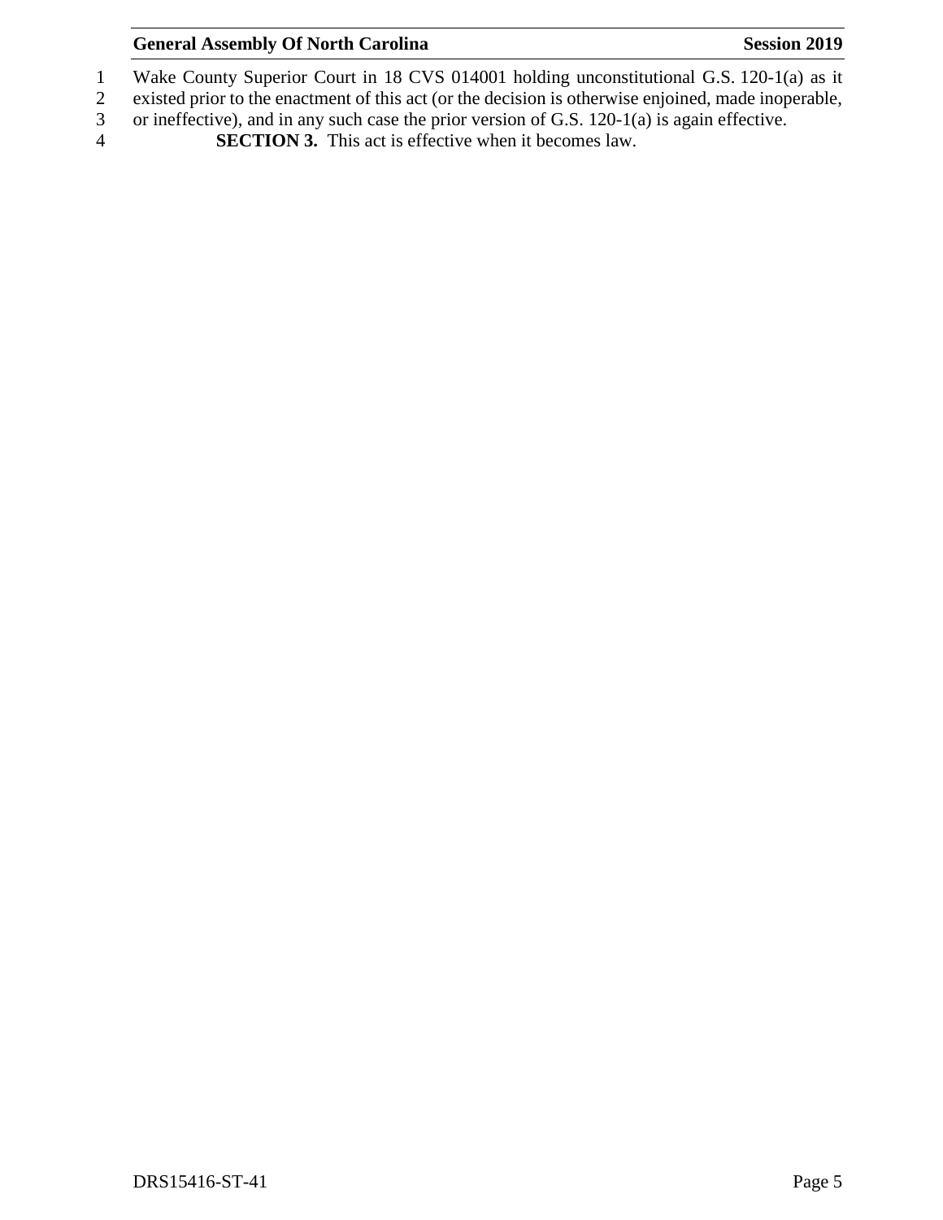Wake County Superior Court in 18 CVS 014001 holding unconstitutional G.S. 120-1(a) as it existed prior to the enactment of this act (or the decision is otherwise enjoined, made inoperable, or ineffective), and in any such case the prior version of G.S. 120-1(a) is again effective.

**SECTION 3.** This act is effective when it becomes law.